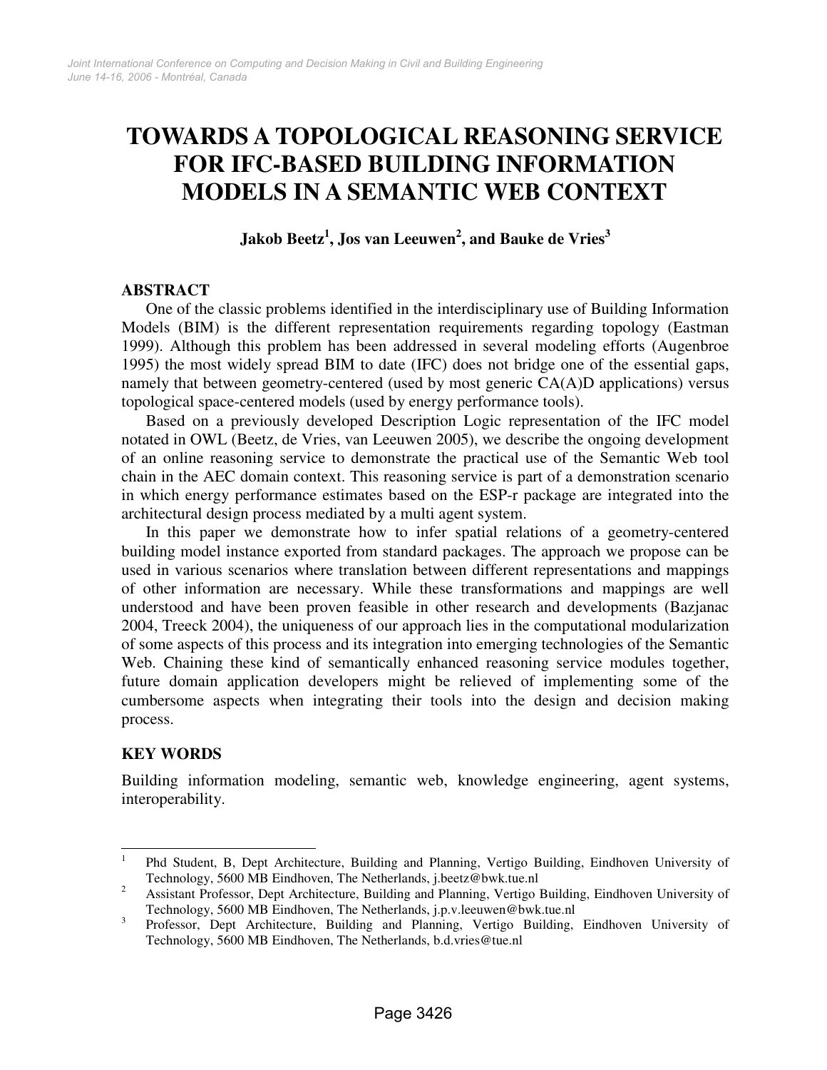# TOWARDS A TOPOLOGICAL REASONING SERVICE FOR IFC-BASED BUILDING INFORMATION MODELS IN A SEMANTIC WEB CONTEXT

**Jakob Beetz[1], Jos van Leeuwen[2], and Bauke de Vries[3]**

## ABSTRACT

One of the classic problems identified in the interdisciplinary use of Building Information Models (BIM) is the different representation requirements regarding topology (Eastman 1999). Although this problem has been addressed in several modeling efforts (Augenbroe 1995) the most widely spread BIM to date (IFC) does not bridge one of the essential gaps, namely that between geometry-centered (used by most generic CA(A)D applications) versus topological space-centered models (used by energy performance tools).

Based on a previously developed Description Logic representation of the IFC model notated in OWL (Beetz, de Vries, van Leeuwen 2005), we describe the ongoing development of an online reasoning service to demonstrate the practical use of the Semantic Web tool chain in the AEC domain context. This reasoning service is part of a demonstration scenario in which energy performance estimates based on the ESP-r package are integrated into the architectural design process mediated by a multi agent system.

In this paper we demonstrate how to infer spatial relations of a geometry-centered building model instance exported from standard packages. The approach we propose can be used in various scenarios where translation between different representations and mappings of other information are necessary. While these transformations and mappings are well understood and have been proven feasible in other research and developments (Bazjanac 2004, Treeck 2004), the uniqueness of our approach lies in the computational modularization of some aspects of this process and its integration into emerging technologies of the Semantic Web. Chaining these kind of semantically enhanced reasoning service modules together, future domain application developers might be relieved of implementing some of the cumbersome aspects when integrating their tools into the design and decision making process.

## KEY WORDS

Building information modeling, semantic web, knowledge engineering, agent systems, interoperability.

---

[1] Phd Student, B, Dept Architecture, Building and Planning, Vertigo Building, Eindhoven University of Technology, 5600 MB Eindhoven, The Netherlands, j.beetz@bwk.tue.nl

[2] Assistant Professor, Dept Architecture, Building and Planning, Vertigo Building, Eindhoven University of Technology, 5600 MB Eindhoven, The Netherlands, j.p.v.leeuwen@bwk.tue.nl

[3] Professor, Dept Architecture, Building and Planning, Vertigo Building, Eindhoven University of Technology, 5600 MB Eindhoven, The Netherlands, b.d.vries@tue.nl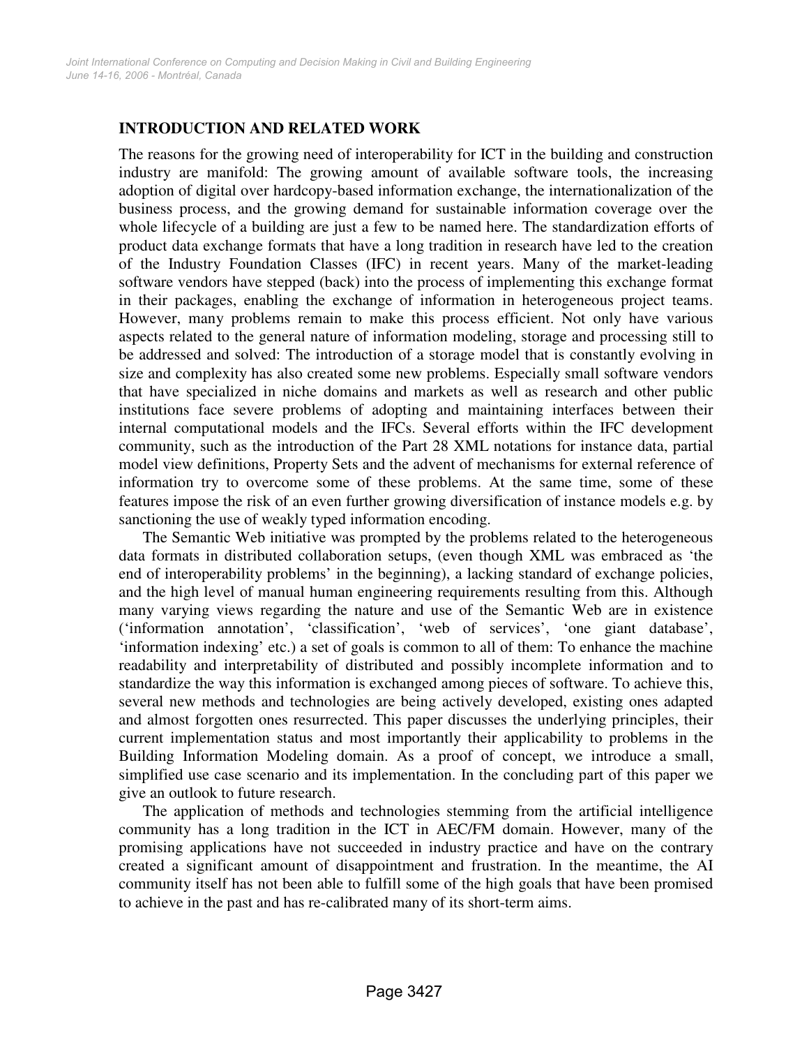## INTRODUCTION AND RELATED WORK

The reasons for the growing need of interoperability for ICT in the building and construction industry are manifold: The growing amount of available software tools, the increasing adoption of digital over hardcopy-based information exchange, the internationalization of the business process, and the growing demand for sustainable information coverage over the whole lifecycle of a building are just a few to be named here. The standardization efforts of product data exchange formats that have a long tradition in research have led to the creation of the Industry Foundation Classes (IFC) in recent years. Many of the market-leading software vendors have stepped (back) into the process of implementing this exchange format in their packages, enabling the exchange of information in heterogeneous project teams. However, many problems remain to make this process efficient. Not only have various aspects related to the general nature of information modeling, storage and processing still to be addressed and solved: The introduction of a storage model that is constantly evolving in size and complexity has also created some new problems. Especially small software vendors that have specialized in niche domains and markets as well as research and other public institutions face severe problems of adopting and maintaining interfaces between their internal computational models and the IFCs. Several efforts within the IFC development community, such as the introduction of the Part 28 XML notations for instance data, partial model view definitions, Property Sets and the advent of mechanisms for external reference of information try to overcome some of these problems. At the same time, some of these features impose the risk of an even further growing diversification of instance models e.g. by sanctioning the use of weakly typed information encoding.

The Semantic Web initiative was prompted by the problems related to the heterogeneous data formats in distributed collaboration setups, (even though XML was embraced as 'the end of interoperability problems' in the beginning), a lacking standard of exchange policies, and the high level of manual human engineering requirements resulting from this. Although many varying views regarding the nature and use of the Semantic Web are in existence ('information annotation', 'classification', 'web of services', 'one giant database', 'information indexing' etc.) a set of goals is common to all of them: To enhance the machine readability and interpretability of distributed and possibly incomplete information and to standardize the way this information is exchanged among pieces of software. To achieve this, several new methods and technologies are being actively developed, existing ones adapted and almost forgotten ones resurrected. This paper discusses the underlying principles, their current implementation status and most importantly their applicability to problems in the Building Information Modeling domain. As a proof of concept, we introduce a small, simplified use case scenario and its implementation. In the concluding part of this paper we give an outlook to future research.

The application of methods and technologies stemming from the artificial intelligence community has a long tradition in the ICT in AEC/FM domain. However, many of the promising applications have not succeeded in industry practice and have on the contrary created a significant amount of disappointment and frustration. In the meantime, the AI community itself has not been able to fulfill some of the high goals that have been promised to achieve in the past and has re-calibrated many of its short-term aims.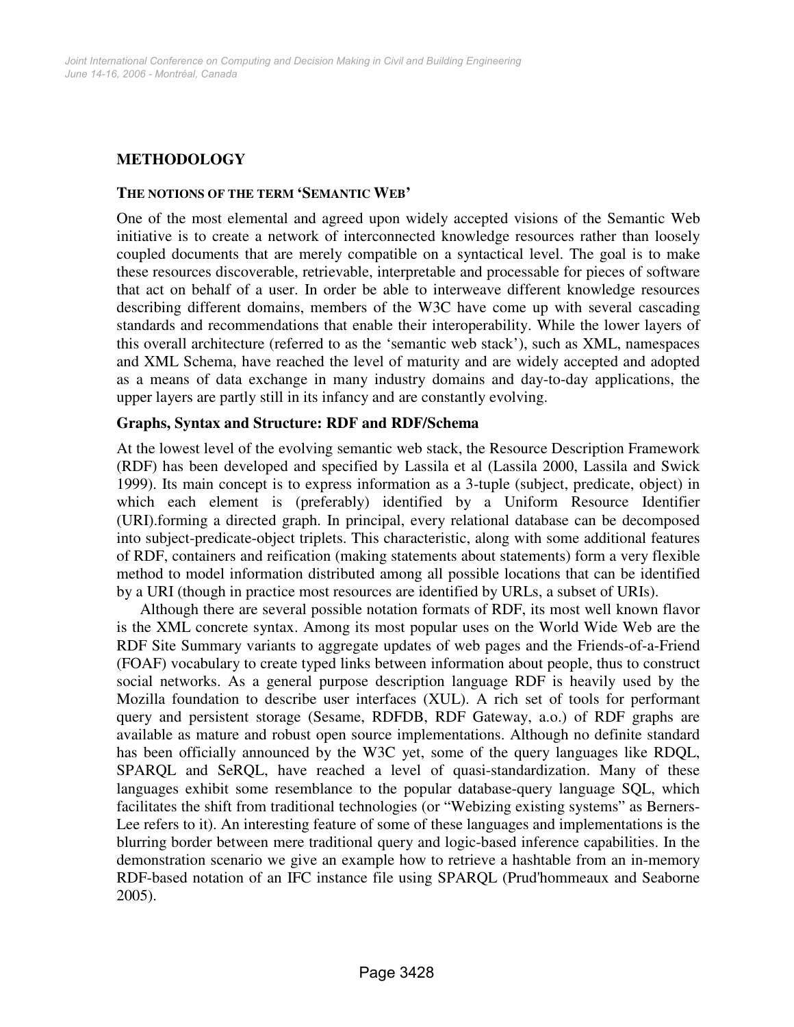## METHODOLOGY

### THE NOTIONS OF THE TERM 'SEMANTIC WEB'

One of the most elemental and agreed upon widely accepted visions of the Semantic Web initiative is to create a network of interconnected knowledge resources rather than loosely coupled documents that are merely compatible on a syntactical level. The goal is to make these resources discoverable, retrievable, interpretable and processable for pieces of software that act on behalf of a user. In order be able to interweave different knowledge resources describing different domains, members of the W3C have come up with several cascading standards and recommendations that enable their interoperability. While the lower layers of this overall architecture (referred to as the 'semantic web stack'), such as XML, namespaces and XML Schema, have reached the level of maturity and are widely accepted and adopted as a means of data exchange in many industry domains and day-to-day applications, the upper layers are partly still in its infancy and are constantly evolving.

### Graphs, Syntax and Structure: RDF and RDF/Schema

At the lowest level of the evolving semantic web stack, the Resource Description Framework (RDF) has been developed and specified by Lassila et al (Lassila 2000, Lassila and Swick 1999). Its main concept is to express information as a 3-tuple (subject, predicate, object) in which each element is (preferably) identified by a Uniform Resource Identifier (URI).forming a directed graph. In principal, every relational database can be decomposed into subject-predicate-object triplets. This characteristic, along with some additional features of RDF, containers and reification (making statements about statements) form a very flexible method to model information distributed among all possible locations that can be identified by a URI (though in practice most resources are identified by URLs, a subset of URIs).

Although there are several possible notation formats of RDF, its most well known flavor is the XML concrete syntax. Among its most popular uses on the World Wide Web are the RDF Site Summary variants to aggregate updates of web pages and the Friends-of-a-Friend (FOAF) vocabulary to create typed links between information about people, thus to construct social networks. As a general purpose description language RDF is heavily used by the Mozilla foundation to describe user interfaces (XUL). A rich set of tools for performant query and persistent storage (Sesame, RDFDB, RDF Gateway, a.o.) of RDF graphs are available as mature and robust open source implementations. Although no definite standard has been officially announced by the W3C yet, some of the query languages like RDQL, SPARQL and SeRQL, have reached a level of quasi-standardization. Many of these languages exhibit some resemblance to the popular database-query language SQL, which facilitates the shift from traditional technologies (or "Webizing existing systems" as Berners-Lee refers to it). An interesting feature of some of these languages and implementations is the blurring border between mere traditional query and logic-based inference capabilities. In the demonstration scenario we give an example how to retrieve a hashtable from an in-memory RDF-based notation of an IFC instance file using SPARQL (Prud'hommeaux and Seaborne 2005).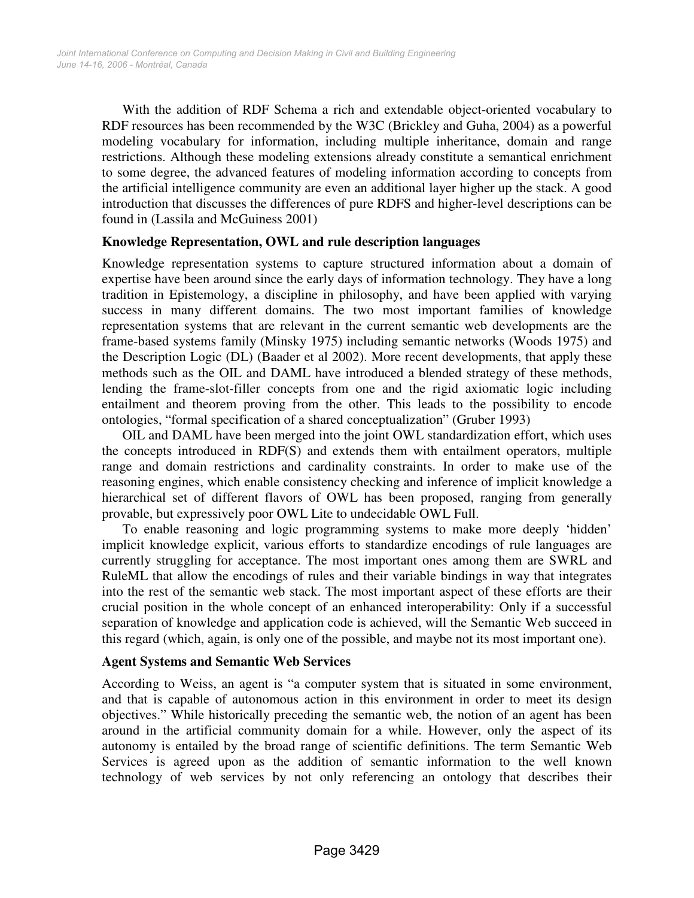With the addition of RDF Schema a rich and extendable object-oriented vocabulary to RDF resources has been recommended by the W3C (Brickley and Guha, 2004) as a powerful modeling vocabulary for information, including multiple inheritance, domain and range restrictions. Although these modeling extensions already constitute a semantical enrichment to some degree, the advanced features of modeling information according to concepts from the artificial intelligence community are even an additional layer higher up the stack. A good introduction that discusses the differences of pure RDFS and higher-level descriptions can be found in (Lassila and McGuiness 2001)

### Knowledge Representation, OWL and rule description languages

Knowledge representation systems to capture structured information about a domain of expertise have been around since the early days of information technology. They have a long tradition in Epistemology, a discipline in philosophy, and have been applied with varying success in many different domains. The two most important families of knowledge representation systems that are relevant in the current semantic web developments are the frame-based systems family (Minsky 1975) including semantic networks (Woods 1975) and the Description Logic (DL) (Baader et al 2002). More recent developments, that apply these methods such as the OIL and DAML have introduced a blended strategy of these methods, lending the frame-slot-filler concepts from one and the rigid axiomatic logic including entailment and theorem proving from the other. This leads to the possibility to encode ontologies, "formal specification of a shared conceptualization" (Gruber 1993)

OIL and DAML have been merged into the joint OWL standardization effort, which uses the concepts introduced in RDF(S) and extends them with entailment operators, multiple range and domain restrictions and cardinality constraints. In order to make use of the reasoning engines, which enable consistency checking and inference of implicit knowledge a hierarchical set of different flavors of OWL has been proposed, ranging from generally provable, but expressively poor OWL Lite to undecidable OWL Full.

To enable reasoning and logic programming systems to make more deeply 'hidden' implicit knowledge explicit, various efforts to standardize encodings of rule languages are currently struggling for acceptance. The most important ones among them are SWRL and RuleML that allow the encodings of rules and their variable bindings in way that integrates into the rest of the semantic web stack. The most important aspect of these efforts are their crucial position in the whole concept of an enhanced interoperability: Only if a successful separation of knowledge and application code is achieved, will the Semantic Web succeed in this regard (which, again, is only one of the possible, and maybe not its most important one).

### Agent Systems and Semantic Web Services

According to Weiss, an agent is "a computer system that is situated in some environment, and that is capable of autonomous action in this environment in order to meet its design objectives." While historically preceding the semantic web, the notion of an agent has been around in the artificial community domain for a while. However, only the aspect of its autonomy is entailed by the broad range of scientific definitions. The term Semantic Web Services is agreed upon as the addition of semantic information to the well known technology of web services by not only referencing an ontology that describes their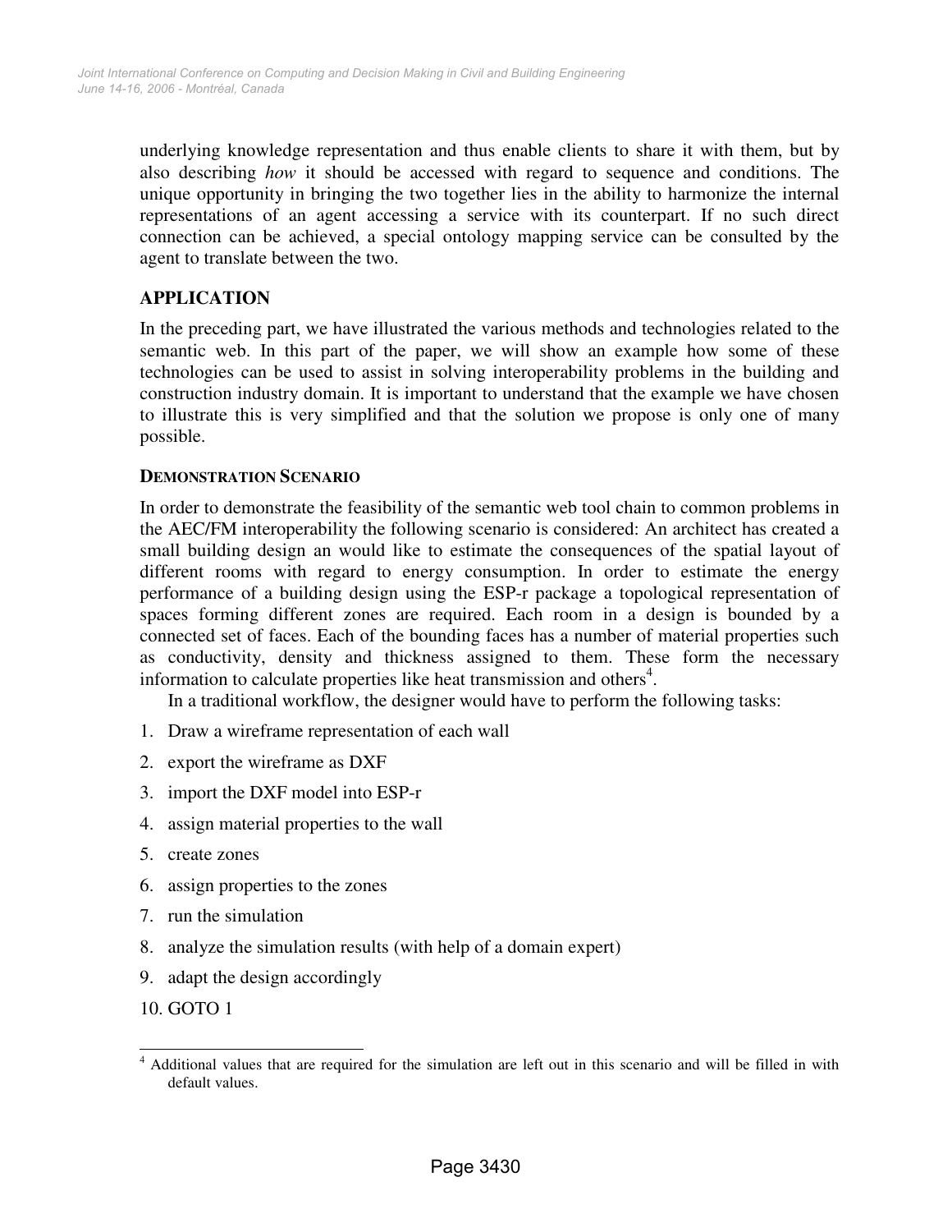underlying knowledge representation and thus enable clients to share it with them, but by also describing *how* it should be accessed with regard to sequence and conditions. The unique opportunity in bringing the two together lies in the ability to harmonize the internal representations of an agent accessing a service with its counterpart. If no such direct connection can be achieved, a special ontology mapping service can be consulted by the agent to translate between the two.

## APPLICATION

In the preceding part, we have illustrated the various methods and technologies related to the semantic web. In this part of the paper, we will show an example how some of these technologies can be used to assist in solving interoperability problems in the building and construction industry domain. It is important to understand that the example we have chosen to illustrate this is very simplified and that the solution we propose is only one of many possible.

### DEMONSTRATION SCENARIO

In order to demonstrate the feasibility of the semantic web tool chain to common problems in the AEC/FM interoperability the following scenario is considered: An architect has created a small building design an would like to estimate the consequences of the spatial layout of different rooms with regard to energy consumption. In order to estimate the energy performance of a building design using the ESP-r package a topological representation of spaces forming different zones are required. Each room in a design is bounded by a connected set of faces. Each of the bounding faces has a number of material properties such as conductivity, density and thickness assigned to them. These form the necessary information to calculate properties like heat transmission and others[4].

In a traditional workflow, the designer would have to perform the following tasks:

1. Draw a wireframe representation of each wall
2. export the wireframe as DXF
3. import the DXF model into ESP-r
4. assign material properties to the wall
5. create zones
6. assign properties to the zones
7. run the simulation
8. analyze the simulation results (with help of a domain expert)
9. adapt the design accordingly
10. GOTO 1

[4] Additional values that are required for the simulation are left out in this scenario and will be filled in with default values.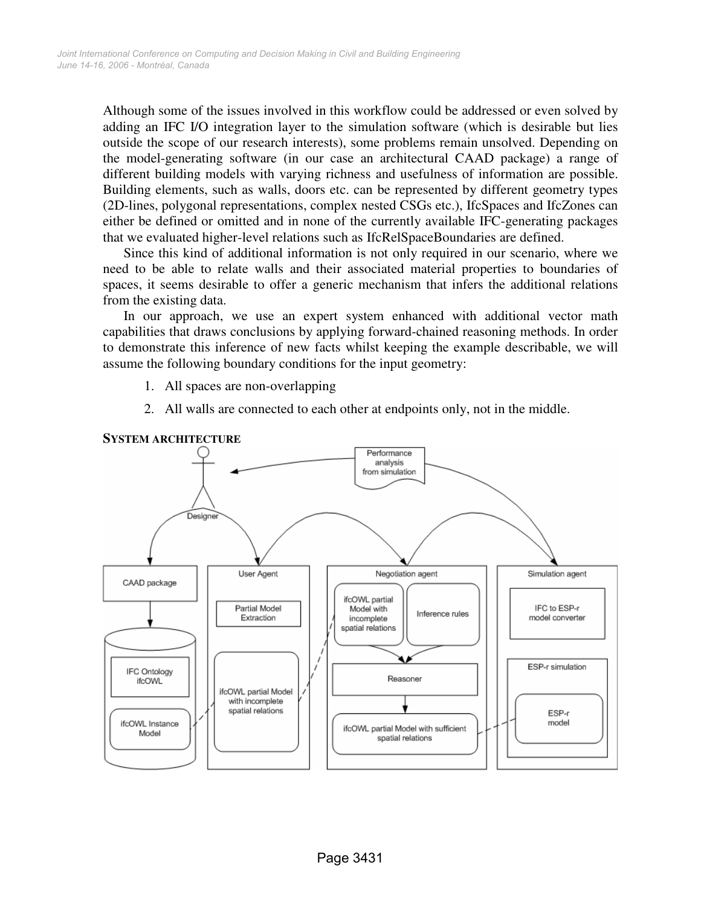Although some of the issues involved in this workflow could be addressed or even solved by adding an IFC I/O integration layer to the simulation software (which is desirable but lies outside the scope of our research interests), some problems remain unsolved. Depending on the model-generating software (in our case an architectural CAAD package) a range of different building models with varying richness and usefulness of information are possible. Building elements, such as walls, doors etc. can be represented by different geometry types (2D-lines, polygonal representations, complex nested CSGs etc.), IfcSpaces and IfcZones can either be defined or omitted and in none of the currently available IFC-generating packages that we evaluated higher-level relations such as IfcRelSpaceBoundaries are defined.

Since this kind of additional information is not only required in our scenario, where we need to be able to relate walls and their associated material properties to boundaries of spaces, it seems desirable to offer a generic mechanism that infers the additional relations from the existing data.

In our approach, we use an expert system enhanced with additional vector math capabilities that draws conclusions by applying forward-chained reasoning methods. In order to demonstrate this inference of new facts whilst keeping the example describable, we will assume the following boundary conditions for the input geometry:

1. All spaces are non-overlapping
2. All walls are connected to each other at endpoints only, not in the middle.

## SYSTEM ARCHITECTURE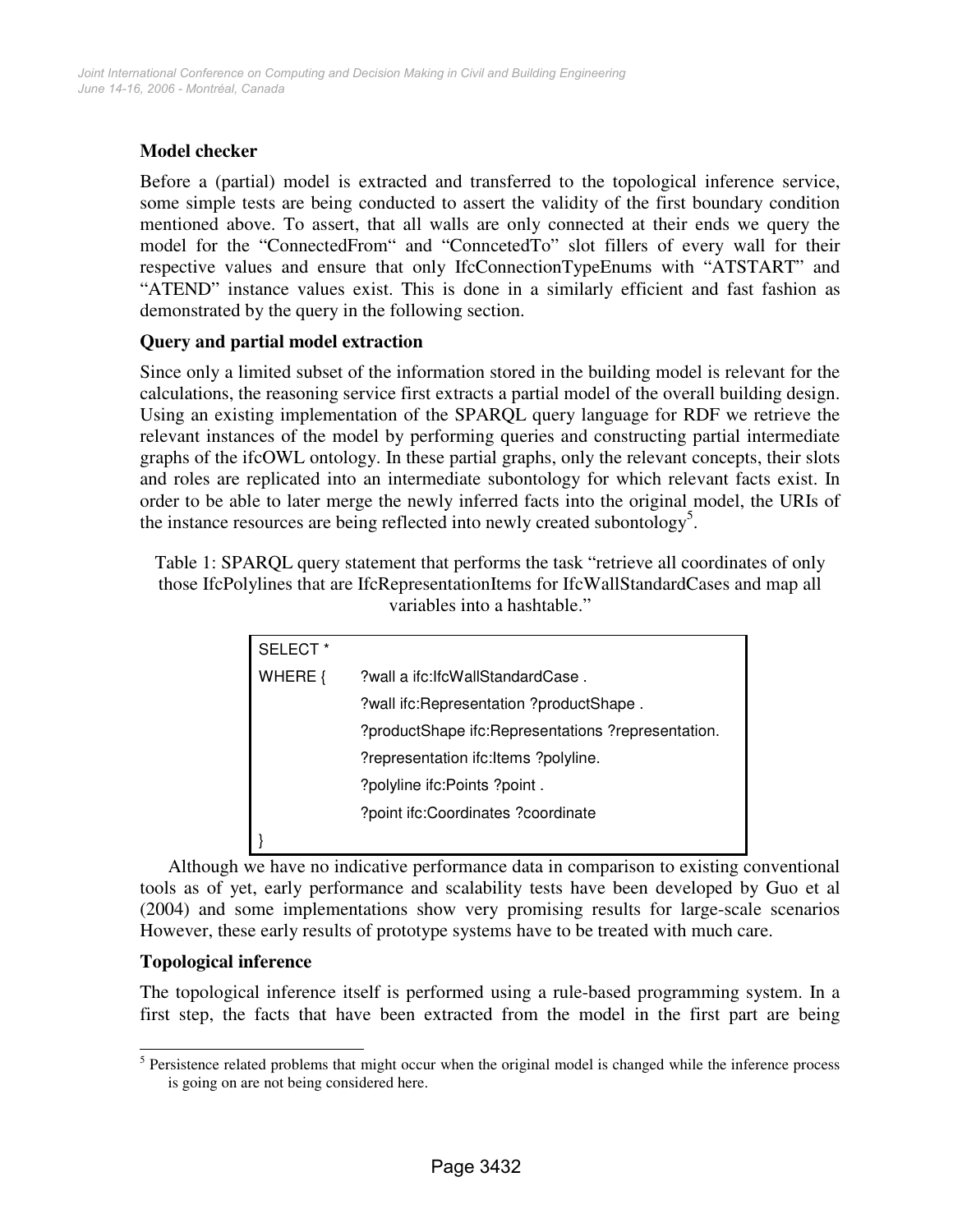### Model checker

Before a (partial) model is extracted and transferred to the topological inference service, some simple tests are being conducted to assert the validity of the first boundary condition mentioned above. To assert, that all walls are only connected at their ends we query the model for the "ConnectedFrom" and "ConncetedTo" slot fillers of every wall for their respective values and ensure that only IfcConnectionTypeEnums with "ATSTART" and "ATEND" instance values exist. This is done in a similarly efficient and fast fashion as demonstrated by the query in the following section.

### Query and partial model extraction

Since only a limited subset of the information stored in the building model is relevant for the calculations, the reasoning service first extracts a partial model of the overall building design. Using an existing implementation of the SPARQL query language for RDF we retrieve the relevant instances of the model by performing queries and constructing partial intermediate graphs of the ifcOWL ontology. In these partial graphs, only the relevant concepts, their slots and roles are replicated into an intermediate subontology for which relevant facts exist. In order to be able to later merge the newly inferred facts into the original model, the URIs of the instance resources are being reflected into newly created subontology[5].

Table 1: SPARQL query statement that performs the task "retrieve all coordinates of only those IfcPolylines that are IfcRepresentationItems for IfcWallStandardCases and map all variables into a hashtable."

```
SELECT *
WHERE {    ?wall a ifc:IfcWallStandardCase .
           ?wall ifc:Representation ?productShape .
           ?productShape ifc:Representations ?representation.
           ?representation ifc:Items ?polyline.
           ?polyline ifc:Points ?point .
           ?point ifc:Coordinates ?coordinate
}
```

Although we have no indicative performance data in comparison to existing conventional tools as of yet, early performance and scalability tests have been developed by Guo et al (2004) and some implementations show very promising results for large-scale scenarios However, these early results of prototype systems have to be treated with much care.

### Topological inference

The topological inference itself is performed using a rule-based programming system. In a first step, the facts that have been extracted from the model in the first part are being

[5] Persistence related problems that might occur when the original model is changed while the inference process is going on are not being considered here.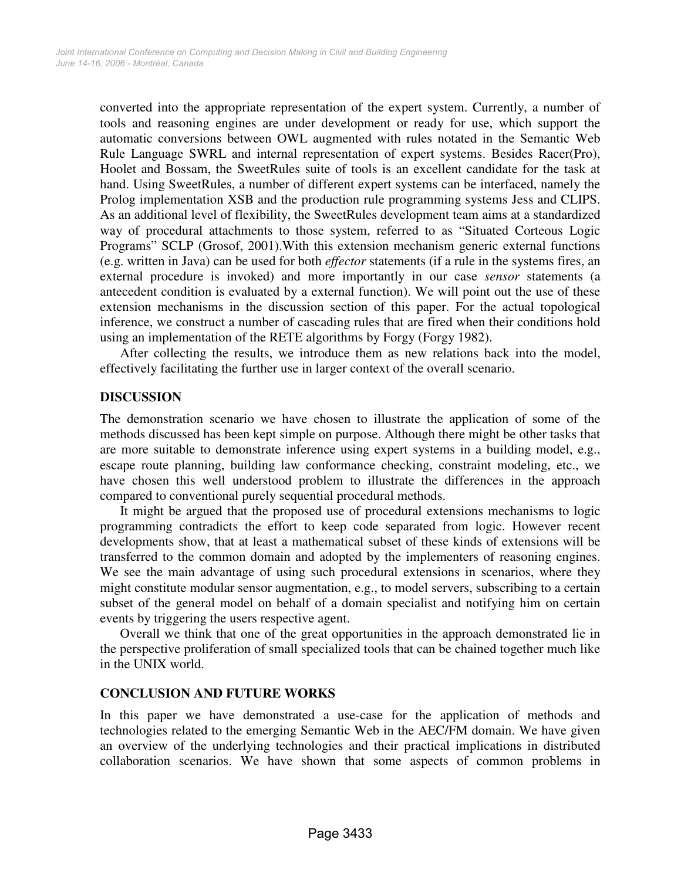converted into the appropriate representation of the expert system. Currently, a number of tools and reasoning engines are under development or ready for use, which support the automatic conversions between OWL augmented with rules notated in the Semantic Web Rule Language SWRL and internal representation of expert systems. Besides Racer(Pro), Hoolet and Bossam, the SweetRules suite of tools is an excellent candidate for the task at hand. Using SweetRules, a number of different expert systems can be interfaced, namely the Prolog implementation XSB and the production rule programming systems Jess and CLIPS. As an additional level of flexibility, the SweetRules development team aims at a standardized way of procedural attachments to those system, referred to as "Situated Corteous Logic Programs" SCLP (Grosof, 2001).With this extension mechanism generic external functions (e.g. written in Java) can be used for both *effector* statements (if a rule in the systems fires, an external procedure is invoked) and more importantly in our case *sensor* statements (a antecedent condition is evaluated by a external function). We will point out the use of these extension mechanisms in the discussion section of this paper. For the actual topological inference, we construct a number of cascading rules that are fired when their conditions hold using an implementation of the RETE algorithms by Forgy (Forgy 1982).

After collecting the results, we introduce them as new relations back into the model, effectively facilitating the further use in larger context of the overall scenario.

## DISCUSSION

The demonstration scenario we have chosen to illustrate the application of some of the methods discussed has been kept simple on purpose. Although there might be other tasks that are more suitable to demonstrate inference using expert systems in a building model, e.g., escape route planning, building law conformance checking, constraint modeling, etc., we have chosen this well understood problem to illustrate the differences in the approach compared to conventional purely sequential procedural methods.

It might be argued that the proposed use of procedural extensions mechanisms to logic programming contradicts the effort to keep code separated from logic. However recent developments show, that at least a mathematical subset of these kinds of extensions will be transferred to the common domain and adopted by the implementers of reasoning engines. We see the main advantage of using such procedural extensions in scenarios, where they might constitute modular sensor augmentation, e.g., to model servers, subscribing to a certain subset of the general model on behalf of a domain specialist and notifying him on certain events by triggering the users respective agent.

Overall we think that one of the great opportunities in the approach demonstrated lie in the perspective proliferation of small specialized tools that can be chained together much like in the UNIX world.

## CONCLUSION AND FUTURE WORKS

In this paper we have demonstrated a use-case for the application of methods and technologies related to the emerging Semantic Web in the AEC/FM domain. We have given an overview of the underlying technologies and their practical implications in distributed collaboration scenarios. We have shown that some aspects of common problems in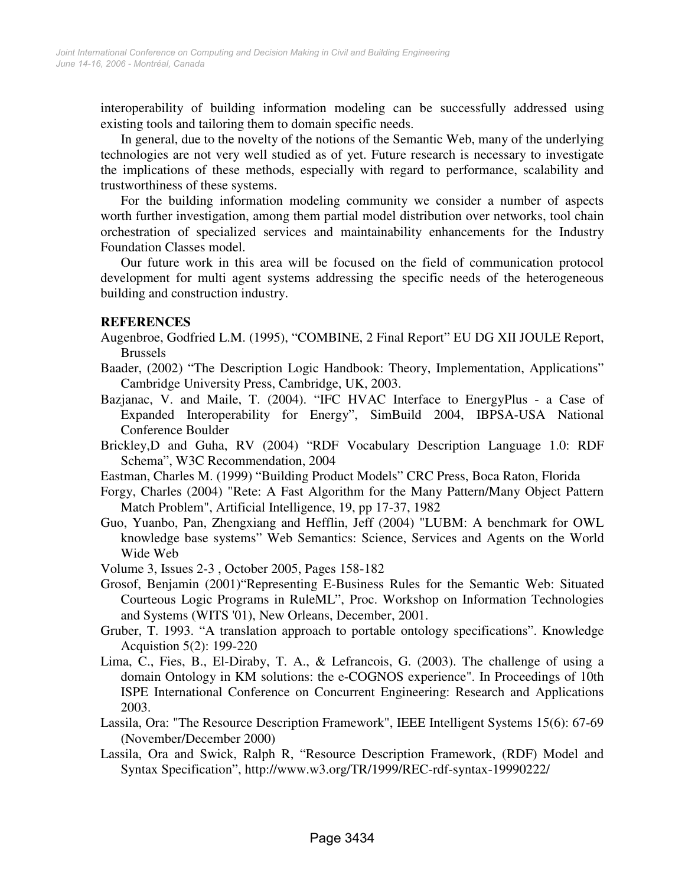interoperability of building information modeling can be successfully addressed using existing tools and tailoring them to domain specific needs.

In general, due to the novelty of the notions of the Semantic Web, many of the underlying technologies are not very well studied as of yet. Future research is necessary to investigate the implications of these methods, especially with regard to performance, scalability and trustworthiness of these systems.

For the building information modeling community we consider a number of aspects worth further investigation, among them partial model distribution over networks, tool chain orchestration of specialized services and maintainability enhancements for the Industry Foundation Classes model.

Our future work in this area will be focused on the field of communication protocol development for multi agent systems addressing the specific needs of the heterogeneous building and construction industry.

## REFERENCES

Augenbroe, Godfried L.M. (1995), "COMBINE, 2 Final Report" EU DG XII JOULE Report, Brussels

Baader, (2002) "The Description Logic Handbook: Theory, Implementation, Applications" Cambridge University Press, Cambridge, UK, 2003.

Bazjanac, V. and Maile, T. (2004). "IFC HVAC Interface to EnergyPlus - a Case of Expanded Interoperability for Energy", SimBuild 2004, IBPSA-USA National Conference Boulder

Brickley,D and Guha, RV (2004) "RDF Vocabulary Description Language 1.0: RDF Schema", W3C Recommendation, 2004

Eastman, Charles M. (1999) "Building Product Models" CRC Press, Boca Raton, Florida

Forgy, Charles (2004) "Rete: A Fast Algorithm for the Many Pattern/Many Object Pattern Match Problem", Artificial Intelligence, 19, pp 17-37, 1982

Guo, Yuanbo, Pan, Zhengxiang and Hefflin, Jeff (2004) "LUBM: A benchmark for OWL knowledge base systems" Web Semantics: Science, Services and Agents on the World Wide Web

Volume 3, Issues 2-3 , October 2005, Pages 158-182

Grosof, Benjamin (2001)"Representing E-Business Rules for the Semantic Web: Situated Courteous Logic Programs in RuleML", Proc. Workshop on Information Technologies and Systems (WITS '01), New Orleans, December, 2001.

Gruber, T. 1993. "A translation approach to portable ontology specifications". Knowledge Acquistion 5(2): 199-220

Lima, C., Fies, B., El-Diraby, T. A., & Lefrancois, G. (2003). The challenge of using a domain Ontology in KM solutions: the e-COGNOS experience". In Proceedings of 10th ISPE International Conference on Concurrent Engineering: Research and Applications 2003.

Lassila, Ora: "The Resource Description Framework", IEEE Intelligent Systems 15(6): 67-69 (November/December 2000)

Lassila, Ora and Swick, Ralph R, "Resource Description Framework, (RDF) Model and Syntax Specification", http://www.w3.org/TR/1999/REC-rdf-syntax-19990222/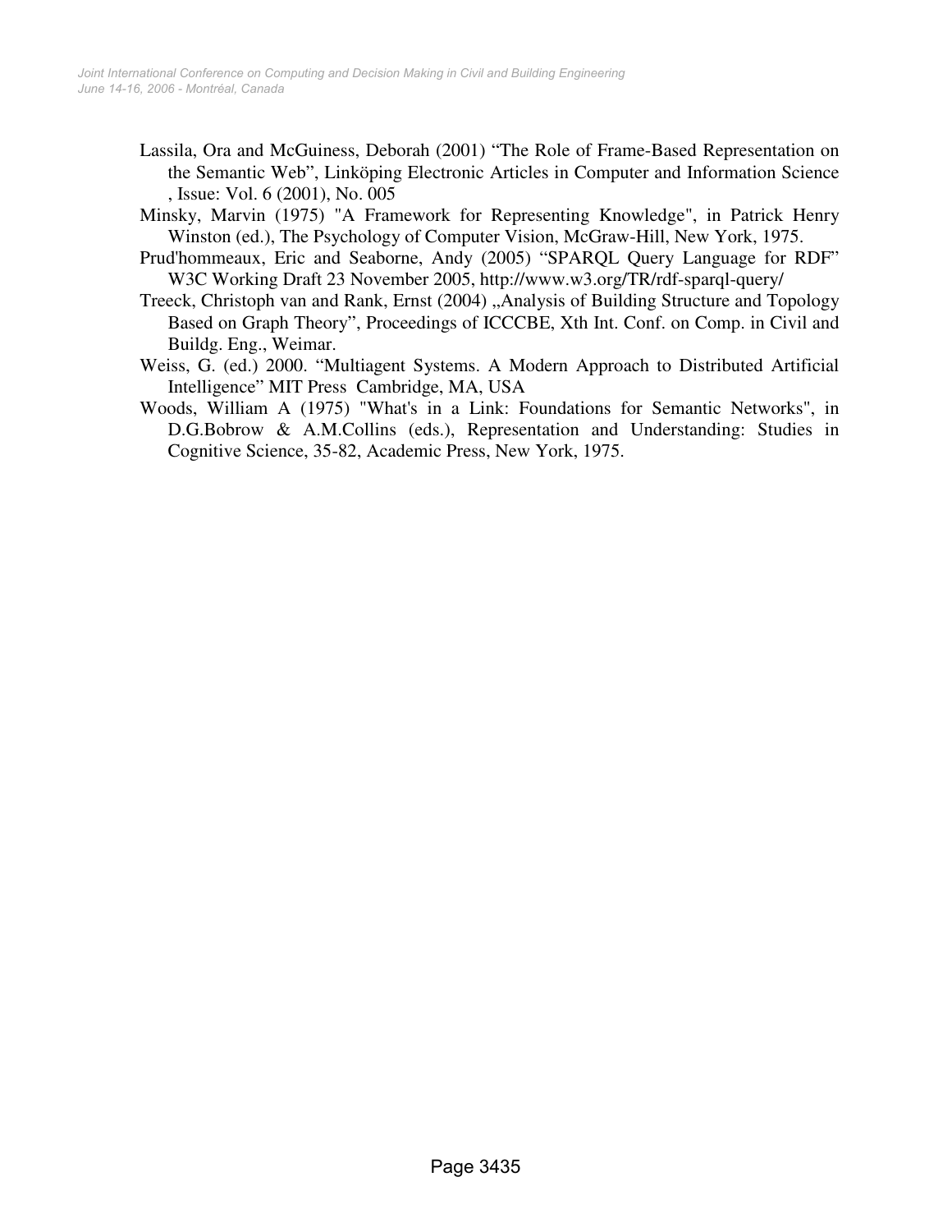Lassila, Ora and McGuiness, Deborah (2001) “The Role of Frame-Based Representation on the Semantic Web”, Linköping Electronic Articles in Computer and Information Science , Issue: Vol. 6 (2001), No. 005

Minsky, Marvin (1975) "A Framework for Representing Knowledge", in Patrick Henry Winston (ed.), The Psychology of Computer Vision, McGraw-Hill, New York, 1975.

Prud'hommeaux, Eric and Seaborne, Andy (2005) “SPARQL Query Language for RDF” W3C Working Draft 23 November 2005, http://www.w3.org/TR/rdf-sparql-query/

Treeck, Christoph van and Rank, Ernst (2004) „Analysis of Building Structure and Topology Based on Graph Theory”, Proceedings of ICCCBE, Xth Int. Conf. on Comp. in Civil and Buildg. Eng., Weimar.

Weiss, G. (ed.) 2000. “Multiagent Systems. A Modern Approach to Distributed Artificial Intelligence” MIT Press Cambridge, MA, USA

Woods, William A (1975) "What's in a Link: Foundations for Semantic Networks", in D.G.Bobrow & A.M.Collins (eds.), Representation and Understanding: Studies in Cognitive Science, 35-82, Academic Press, New York, 1975.